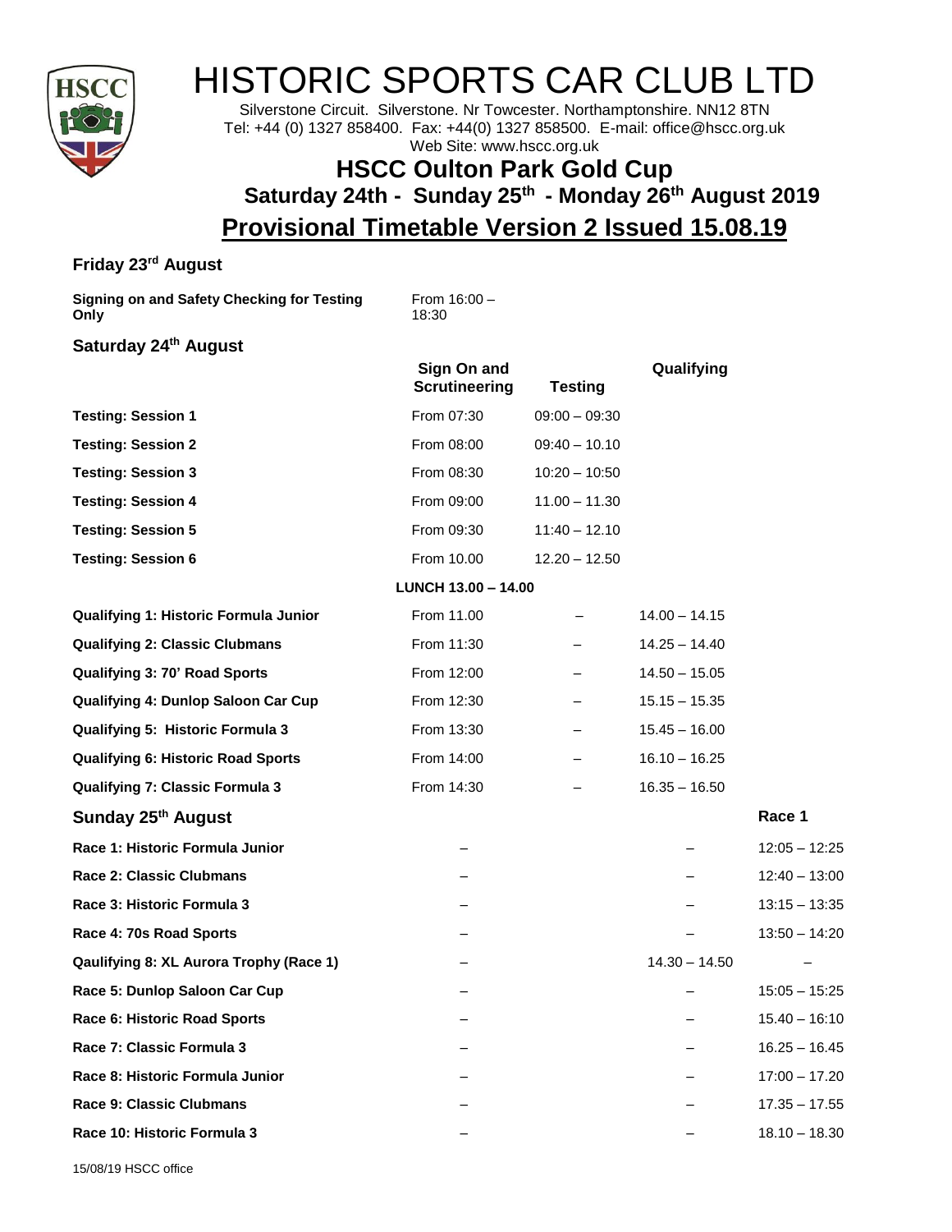# HISTORIC SPORTS CAR CLUB LTD

Silverstone Circuit. Silverstone. Nr Towcester. Northamptonshire. NN12 8TN
Tel: +44 (0) 1327 858400. Fax: +44(0) 1327 858500. E-mail: office@hscc.org.uk
Web Site: www.hscc.org.uk

## HSCC Oulton Park Gold Cup

### Saturday 24th - Sunday 25th - Monday 26th August 2019

## Provisional Timetable Version 2 Issued 15.08.19

### Friday 23rd August

**Signing on and Safety Checking for Testing Only** From 16:00 – 18:30

### Saturday 24th August

| | Sign On and Scrutineering | Testing | Qualifying | |
|---|---|---|---|---|
| **Testing: Session 1** | From 07:30 | 09:00 – 09:30 | | |
| **Testing: Session 2** | From 08:00 | 09:40 – 10.10 | | |
| **Testing: Session 3** | From 08:30 | 10:20 – 10:50 | | |
| **Testing: Session 4** | From 09:00 | 11.00 – 11.30 | | |
| **Testing: Session 5** | From 09:30 | 11:40 – 12.10 | | |
| **Testing: Session 6** | From 10.00 | 12.20 – 12.50 | | |
| | **LUNCH 13.00 – 14.00** | | | |
| **Qualifying 1: Historic Formula Junior** | From 11.00 | – | 14.00 – 14.15 | |
| **Qualifying 2: Classic Clubmans** | From 11:30 | – | 14.25 – 14.40 | |
| **Qualifying 3: 70' Road Sports** | From 12:00 | – | 14.50 – 15.05 | |
| **Qualifying 4: Dunlop Saloon Car Cup** | From 12:30 | – | 15.15 – 15.35 | |
| **Qualifying 5: Historic Formula 3** | From 13:30 | – | 15.45 – 16.00 | |
| **Qualifying 6: Historic Road Sports** | From 14:00 | – | 16.10 – 16.25 | |
| **Qualifying 7: Classic Formula 3** | From 14:30 | – | 16.35 – 16.50 | |
| **Sunday 25th August** | | | | **Race 1** |
| **Race 1: Historic Formula Junior** | – | | – | 12:05 – 12:25 |
| **Race 2: Classic Clubmans** | – | | – | 12:40 – 13:00 |
| **Race 3: Historic Formula 3** | – | | – | 13:15 – 13:35 |
| **Race 4: 70s Road Sports** | – | | – | 13:50 – 14:20 |
| **Qaulifying 8: XL Aurora Trophy (Race 1)** | – | | 14.30 – 14.50 | – |
| **Race 5: Dunlop Saloon Car Cup** | – | | – | 15:05 – 15:25 |
| **Race 6: Historic Road Sports** | – | | – | 15.40 – 16:10 |
| **Race 7: Classic Formula 3** | – | | – | 16.25 – 16.45 |
| **Race 8: Historic Formula Junior** | – | | – | 17:00 – 17.20 |
| **Race 9: Classic Clubmans** | – | | – | 17.35 – 17.55 |
| **Race 10: Historic Formula 3** | – | | – | 18.10 – 18.30 |

15/08/19 HSCC office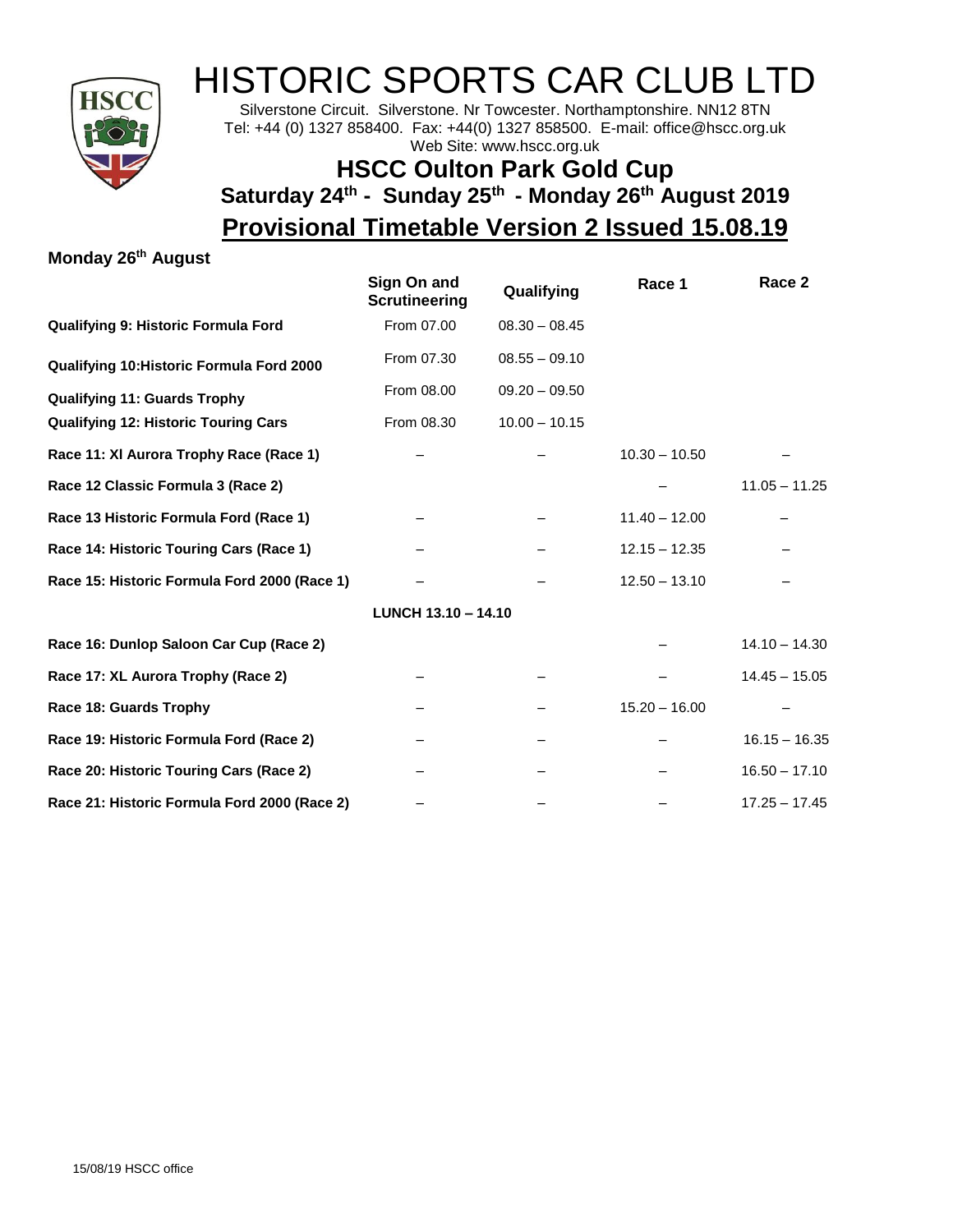# HISTORIC SPORTS CAR CLUB LTD

Silverstone Circuit. Silverstone. Nr Towcester. Northamptonshire. NN12 8TN
Tel: +44 (0) 1327 858400. Fax: +44(0) 1327 858500. E-mail: office@hscc.org.uk
Web Site: www.hscc.org.uk

## HSCC Oulton Park Gold Cup

### Saturday 24th - Sunday 25th - Monday 26th August 2019

## Provisional Timetable Version 2 Issued 15.08.19

**Monday 26th August**

| | Sign On and Scrutineering | Qualifying | Race 1 | Race 2 |
|---|---|---|---|---|
| **Qualifying 9: Historic Formula Ford** | From 07.00 | 08.30 – 08.45 | | |
| **Qualifying 10:Historic Formula Ford 2000** | From 07.30 | 08.55 – 09.10 | | |
| **Qualifying 11: Guards Trophy** | From 08.00 | 09.20 – 09.50 | | |
| **Qualifying 12: Historic Touring Cars** | From 08.30 | 10.00 – 10.15 | | |
| **Race 11: Xl Aurora Trophy Race (Race 1)** | – | – | 10.30 – 10.50 | – |
| **Race 12 Classic Formula 3 (Race 2)** | | | – | 11.05 – 11.25 |
| **Race 13 Historic Formula Ford (Race 1)** | – | – | 11.40 – 12.00 | – |
| **Race 14: Historic Touring Cars (Race 1)** | – | – | 12.15 – 12.35 | – |
| **Race 15: Historic Formula Ford 2000 (Race 1)** | – | – | 12.50 – 13.10 | – |
| | **LUNCH 13.10 – 14.10** | | | |
| **Race 16: Dunlop Saloon Car Cup (Race 2)** | | | – | 14.10 – 14.30 |
| **Race 17: XL Aurora Trophy (Race 2)** | – | – | – | 14.45 – 15.05 |
| **Race 18: Guards Trophy** | – | – | 15.20 – 16.00 | – |
| **Race 19: Historic Formula Ford (Race 2)** | – | – | – | 16.15 – 16.35 |
| **Race 20: Historic Touring Cars (Race 2)** | – | – | – | 16.50 – 17.10 |
| **Race 21: Historic Formula Ford 2000 (Race 2)** | – | – | – | 17.25 – 17.45 |

15/08/19 HSCC office